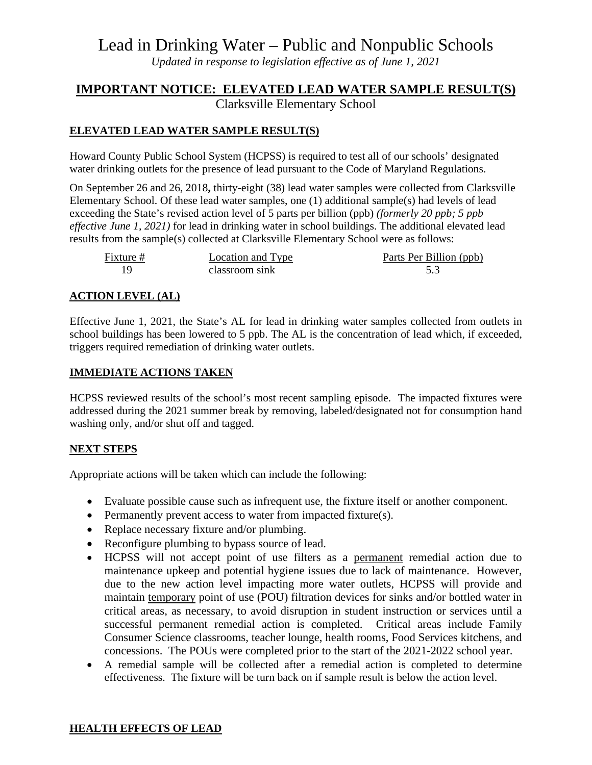# Lead in Drinking Water – Public and Nonpublic Schools

*Updated in response to legislation effective as of June 1, 2021*

## IMPORTANT NOTICE: ELEVATED LEAD WATER SAMPLE RESULT(S)

Clarksville Elementary School

### ELEVATED LEAD WATER SAMPLE RESULT(S)

Howard County Public School System (HCPSS) is required to test all of our schools' designated water drinking outlets for the presence of lead pursuant to the Code of Maryland Regulations.

On September 26 and 26, 2018**,** thirty-eight (38) lead water samples were collected from Clarksville Elementary School. Of these lead water samples, one (1) additional sample(s) had levels of lead exceeding the State's revised action level of 5 parts per billion (ppb) *(formerly 20 ppb; 5 ppb effective June 1, 2021)* for lead in drinking water in school buildings. The additional elevated lead results from the sample(s) collected at Clarksville Elementary School were as follows:

| Fixture # | Location and Type | Parts Per Billion (ppb) |
|---|---|---|
| 19 | classroom sink | 5.3 |

### ACTION LEVEL (AL)

Effective June 1, 2021, the State's AL for lead in drinking water samples collected from outlets in school buildings has been lowered to 5 ppb. The AL is the concentration of lead which, if exceeded, triggers required remediation of drinking water outlets.

### IMMEDIATE ACTIONS TAKEN

HCPSS reviewed results of the school's most recent sampling episode. The impacted fixtures were addressed during the 2021 summer break by removing, labeled/designated not for consumption hand washing only, and/or shut off and tagged.

### NEXT STEPS

Appropriate actions will be taken which can include the following:

- Evaluate possible cause such as infrequent use, the fixture itself or another component.
- Permanently prevent access to water from impacted fixture(s).
- Replace necessary fixture and/or plumbing.
- Reconfigure plumbing to bypass source of lead.
- HCPSS will not accept point of use filters as a permanent remedial action due to maintenance upkeep and potential hygiene issues due to lack of maintenance. However, due to the new action level impacting more water outlets, HCPSS will provide and maintain temporary point of use (POU) filtration devices for sinks and/or bottled water in critical areas, as necessary, to avoid disruption in student instruction or services until a successful permanent remedial action is completed. Critical areas include Family Consumer Science classrooms, teacher lounge, health rooms, Food Services kitchens, and concessions. The POUs were completed prior to the start of the 2021-2022 school year.
- A remedial sample will be collected after a remedial action is completed to determine effectiveness. The fixture will be turn back on if sample result is below the action level.

### HEALTH EFFECTS OF LEAD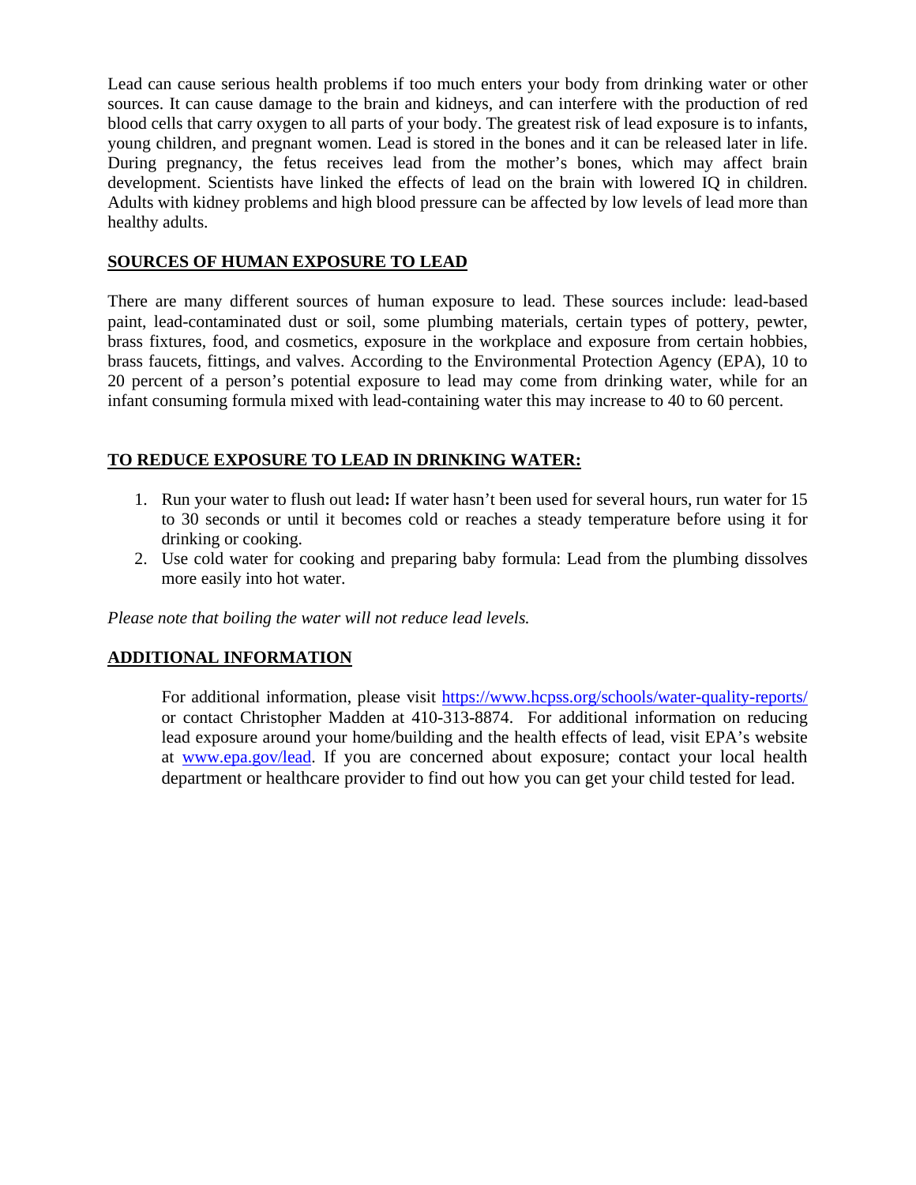Lead can cause serious health problems if too much enters your body from drinking water or other sources. It can cause damage to the brain and kidneys, and can interfere with the production of red blood cells that carry oxygen to all parts of your body. The greatest risk of lead exposure is to infants, young children, and pregnant women. Lead is stored in the bones and it can be released later in life. During pregnancy, the fetus receives lead from the mother's bones, which may affect brain development. Scientists have linked the effects of lead on the brain with lowered IQ in children. Adults with kidney problems and high blood pressure can be affected by low levels of lead more than healthy adults.

## SOURCES OF HUMAN EXPOSURE TO LEAD

There are many different sources of human exposure to lead. These sources include: lead-based paint, lead-contaminated dust or soil, some plumbing materials, certain types of pottery, pewter, brass fixtures, food, and cosmetics, exposure in the workplace and exposure from certain hobbies, brass faucets, fittings, and valves. According to the Environmental Protection Agency (EPA), 10 to 20 percent of a person's potential exposure to lead may come from drinking water, while for an infant consuming formula mixed with lead-containing water this may increase to 40 to 60 percent.

## TO REDUCE EXPOSURE TO LEAD IN DRINKING WATER:

1. Run your water to flush out lead**:** If water hasn't been used for several hours, run water for 15 to 30 seconds or until it becomes cold or reaches a steady temperature before using it for drinking or cooking.
2. Use cold water for cooking and preparing baby formula: Lead from the plumbing dissolves more easily into hot water.

*Please note that boiling the water will not reduce lead levels.*

## ADDITIONAL INFORMATION

For additional information, please visit [https://www.hcpss.org/schools/water-quality-reports/](https://www.hcpss.org/schools/water-quality-reports/) or contact Christopher Madden at 410-313-8874. For additional information on reducing lead exposure around your home/building and the health effects of lead, visit EPA's website at [www.epa.gov/lead](http://www.epa.gov/lead). If you are concerned about exposure; contact your local health department or healthcare provider to find out how you can get your child tested for lead.